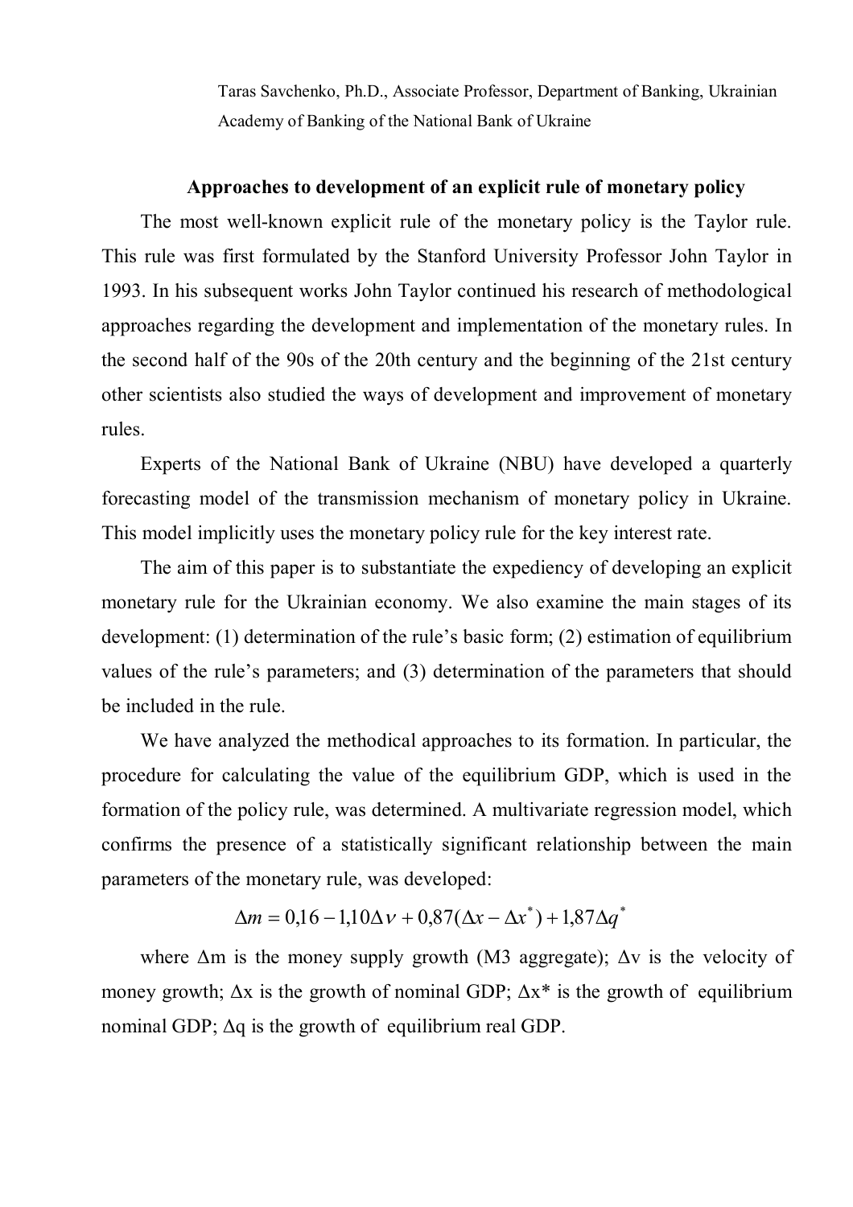Taras Savchenko, Ph.D., Associate Professor, Department of Banking, Ukrainian Academy of Banking of the National Bank of Ukraine

## Approaches to development of an explicit rule of monetary policy

The most well-known explicit rule of the monetary policy is the Taylor rule. This rule was first formulated by the Stanford University Professor John Taylor in 1993. In his subsequent works John Taylor continued his research of methodological approaches regarding the development and implementation of the monetary rules. In the second half of the 90s of the 20th century and the beginning of the 21st century other scientists also studied the ways of development and improvement of monetary rules.

Experts of the National Bank of Ukraine (NBU) have developed a quarterly forecasting model of the transmission mechanism of monetary policy in Ukraine. This model implicitly uses the monetary policy rule for the key interest rate.

The aim of this paper is to substantiate the expediency of developing an explicit monetary rule for the Ukrainian economy. We also examine the main stages of its development: (1) determination of the rule's basic form; (2) estimation of equilibrium values of the rule's parameters; and (3) determination of the parameters that should be included in the rule.

We have analyzed the methodical approaches to its formation. In particular, the procedure for calculating the value of the equilibrium GDP, which is used in the formation of the policy rule, was determined. A multivariate regression model, which confirms the presence of a statistically significant relationship between the main parameters of the monetary rule, was developed:

$$\Delta m = 0{,}16 - 1{,}10\Delta v + 0{,}87(\Delta x - \Delta x^{*}) + 1{,}87\Delta q^{*}$$

where $\Delta m$ is the money supply growth (M3 aggregate); $\Delta v$ is the velocity of money growth; $\Delta x$ is the growth of nominal GDP; $\Delta x^{*}$ is the growth of equilibrium nominal GDP; $\Delta q$ is the growth of equilibrium real GDP.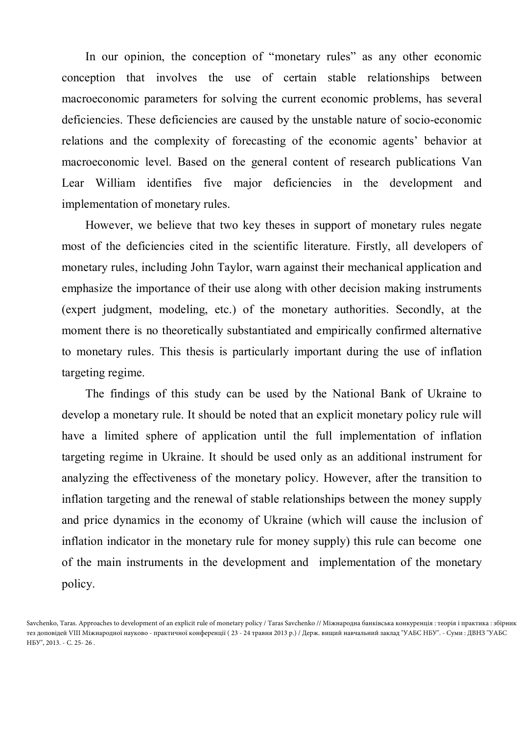In our opinion, the conception of "monetary rules" as any other economic conception that involves the use of certain stable relationships between macroeconomic parameters for solving the current economic problems, has several deficiencies. These deficiencies are caused by the unstable nature of socio-economic relations and the complexity of forecasting of the economic agents' behavior at macroeconomic level. Based on the general content of research publications Van Lear William identifies five major deficiencies in the development and implementation of monetary rules.

However, we believe that two key theses in support of monetary rules negate most of the deficiencies cited in the scientific literature. Firstly, all developers of monetary rules, including John Taylor, warn against their mechanical application and emphasize the importance of their use along with other decision making instruments (expert judgment, modeling, etc.) of the monetary authorities. Secondly, at the moment there is no theoretically substantiated and empirically confirmed alternative to monetary rules. This thesis is particularly important during the use of inflation targeting regime.

The findings of this study can be used by the National Bank of Ukraine to develop a monetary rule. It should be noted that an explicit monetary policy rule will have a limited sphere of application until the full implementation of inflation targeting regime in Ukraine. It should be used only as an additional instrument for analyzing the effectiveness of the monetary policy. However, after the transition to inflation targeting and the renewal of stable relationships between the money supply and price dynamics in the economy of Ukraine (which will cause the inclusion of inflation indicator in the monetary rule for money supply) this rule can become one of the main instruments in the development and implementation of the monetary policy.

Savchenko, Taras. Approaches to development of an explicit rule of monetary policy / Taras Savchenko // Міжнародна банківська конкуренція : теорія і практика : збірник тез доповідей VIII Міжнародної науково - практичної конференції ( 23 - 24 травня 2013 р.) / Держ. вищий навчальний заклад "УАБС НБУ". - Суми : ДВНЗ "УАБС НБУ", 2013. - С. 25- 26 .